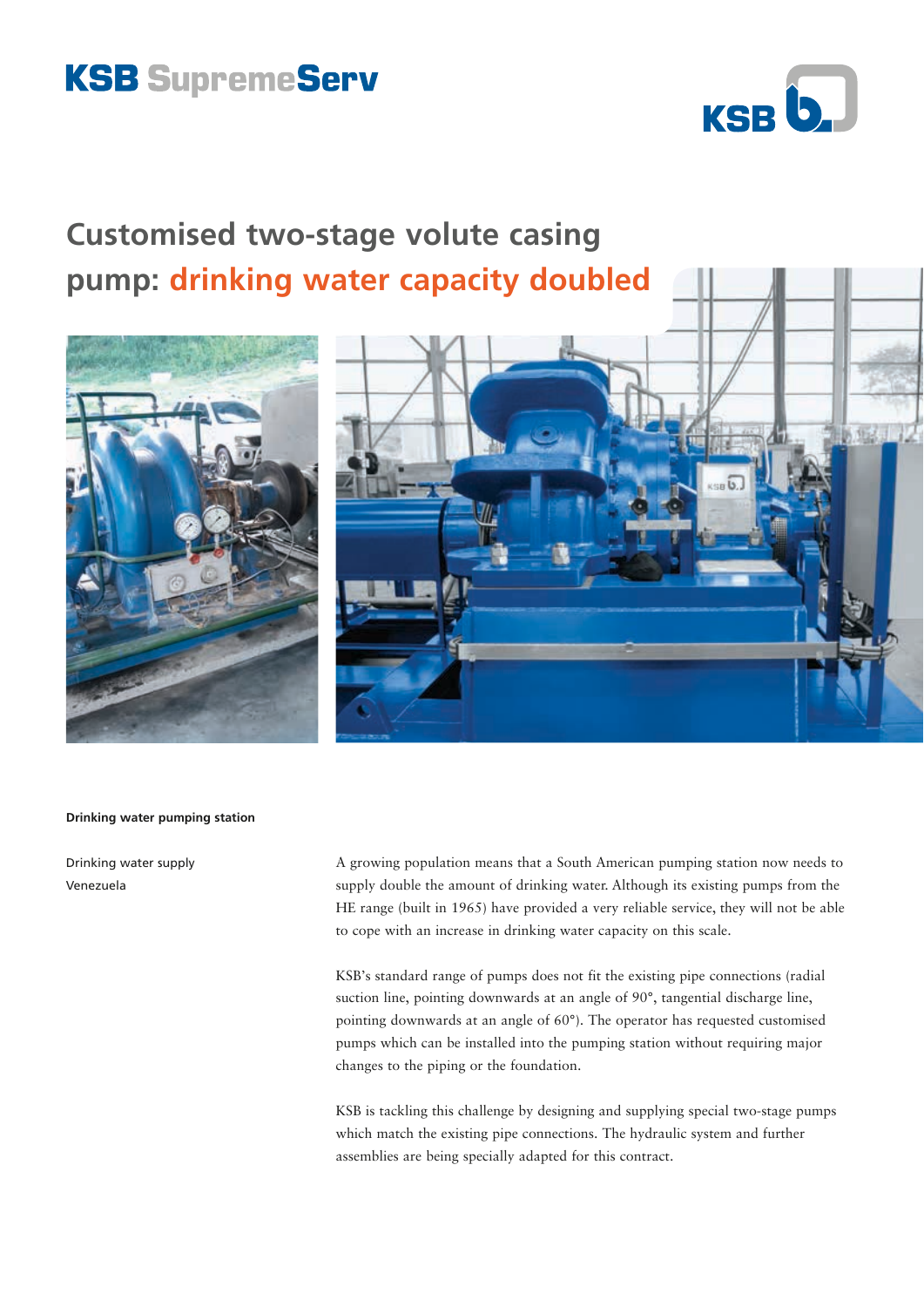KSB SupremeServ

# Customised two-stage volute casing pump: drinking water capacity doubled

**Drinking water pooping station**

Drinking water supply
Venezuela

A growing population means that a South American pumping station now needs to supply double the amount of drinking water. Although its existing pumps from the HE range (built in 1965) have provided a very reliable service, they will not be able to cope with an increase in drinking water capacity on this scale.

KSB's standard range of pumps does not fit the existing pipe connections (radial suction line, pointing downwards at an angle of 90°, tangential discharge line, pointing downwards at an angle of 60°). The operator has requested customised pumps which can be installed into the pumping station without requiring major changes to the piping or the foundation.

KSB is tackling this challenge by designing and supplying special two-stage pumps which match the existing pipe connections. The hydraulic system and further assemblies are being specially adapted for this contract.

KSB SupremeServ

# Customised two-stage volute casing pump: drinking water capacity doubled

**Drinking water pumping station**

Drinking water supply
Venezuela

A growing population means that a South American pumping station now needs to supply double the amount of drinking water. Although its existing pumps from the HE range (built in 1965) have provided a very reliable service, they will not be able to cope with an increase in drinking water capacity on this scale.

KSB's standard range of pumps does not fit the existing pipe connections (radial suction line, pointing downwards at an angle of 90°, tangential discharge line, pointing downwards at an angle of 60°). The operator has requested customised pumps which can be installed into the pumping station without requiring major changes to the piping or the foundation.

KSB is tackling this challenge by designing and supplying special two-stage pumps which match the existing pipe connections. The hydraulic system and further assemblies are being specially adapted for this contract.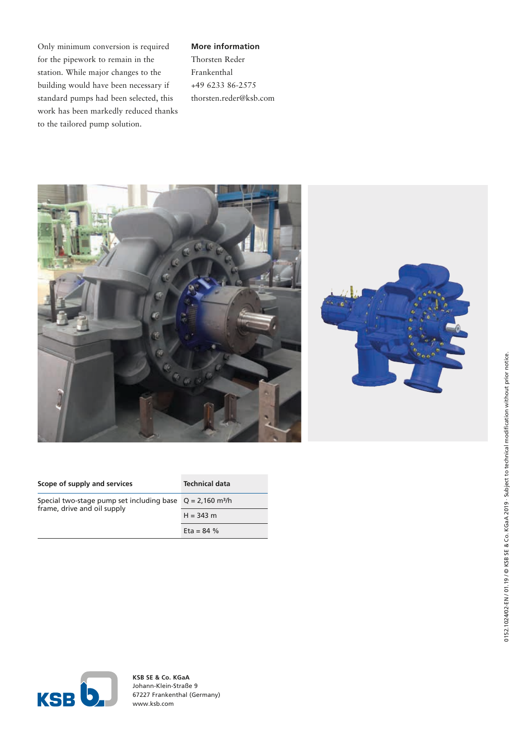Only minimum conversion is required for the pipework to remain in the station. While major changes to the building would have been necessary if standard pumps had been selected, this work has been markedly reduced thanks to the tailored pump solution.

**More information**

Thorsten Reder
Frankenthal
+49 6233 86-2575
thorsten.reder@ksb.com

| Scope of supply and services | Technical data |
|---|---|
| Special two-stage pump set including base frame, drive and oil supply | Q = 2,160 m³/h |
| | H = 343 m |
| | Eta = 84 % |

**KSB SE & Co. KGaA**
Johann-Klein-Straße 9
67227 Frankenthal (Germany)
www.ksb.com

0152.1024/02-EN / 01.19 / © KSB SE & Co. KGaA 2019 · Subject to technical modification without prior notice.